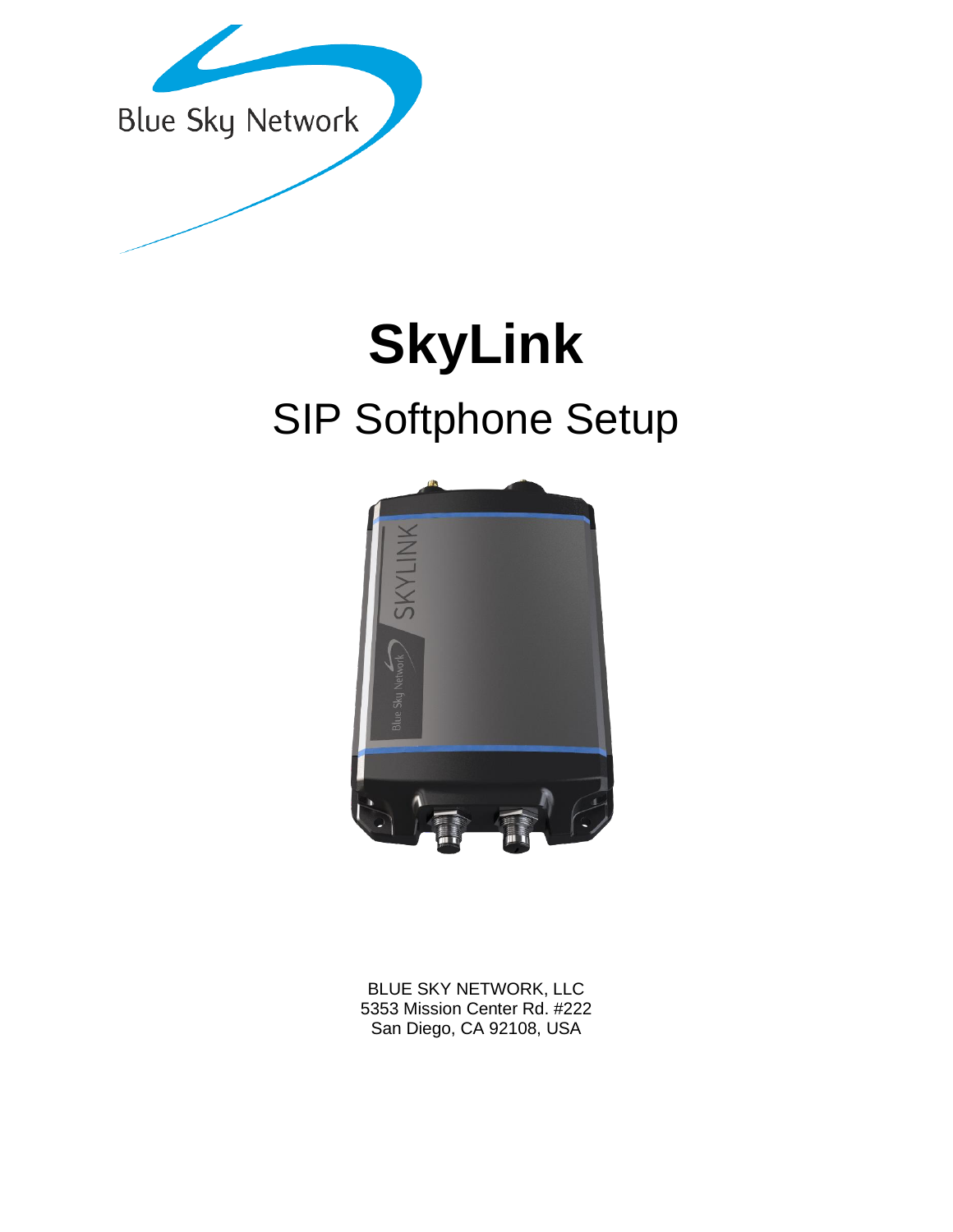Blue Sky Network

# SkyLink

## SIP Softphone Setup

BLUE SKY NETWORK, LLC
5353 Mission Center Rd. #222
San Diego, CA 92108, USA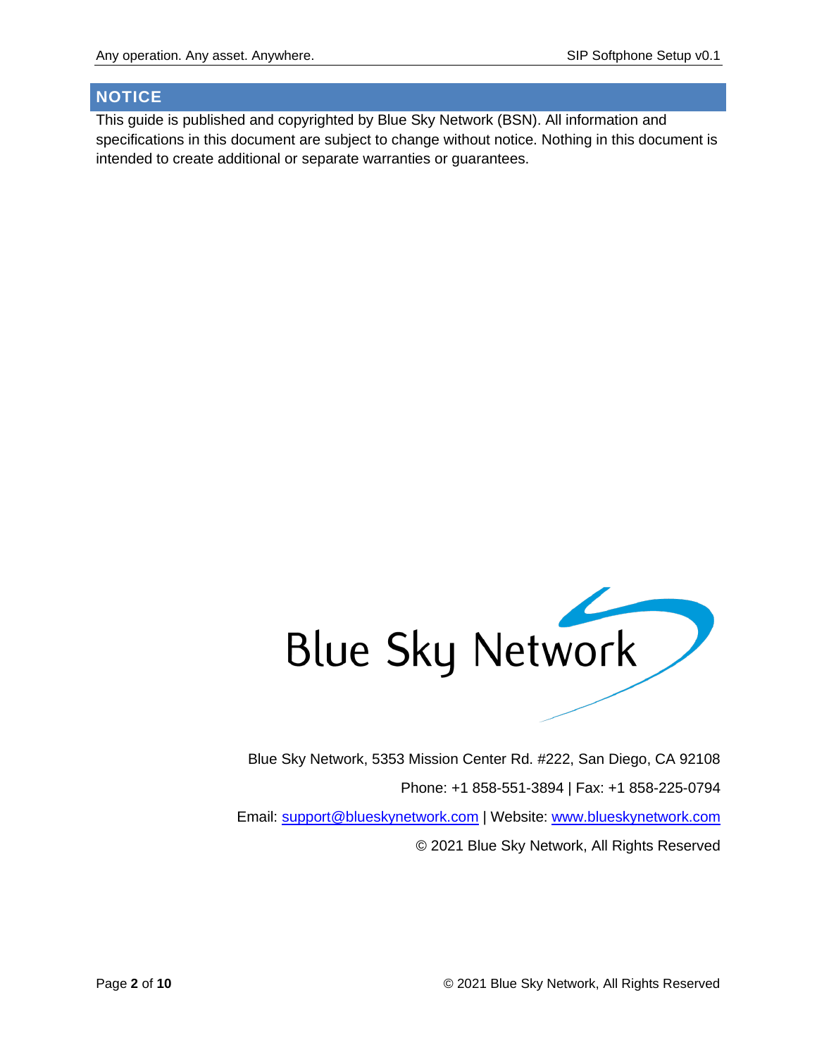## NOTICE

This guide is published and copyrighted by Blue Sky Network (BSN). All information and specifications in this document are subject to change without notice. Nothing in this document is intended to create additional or separate warranties or guarantees.

Blue Sky Network, 5353 Mission Center Rd. #222, San Diego, CA 92108

Phone: +1 858-551-3894 | Fax: +1 858-225-0794

Email: support@blueskynetwork.com | Website: www.blueskynetwork.com

© 2021 Blue Sky Network, All Rights Reserved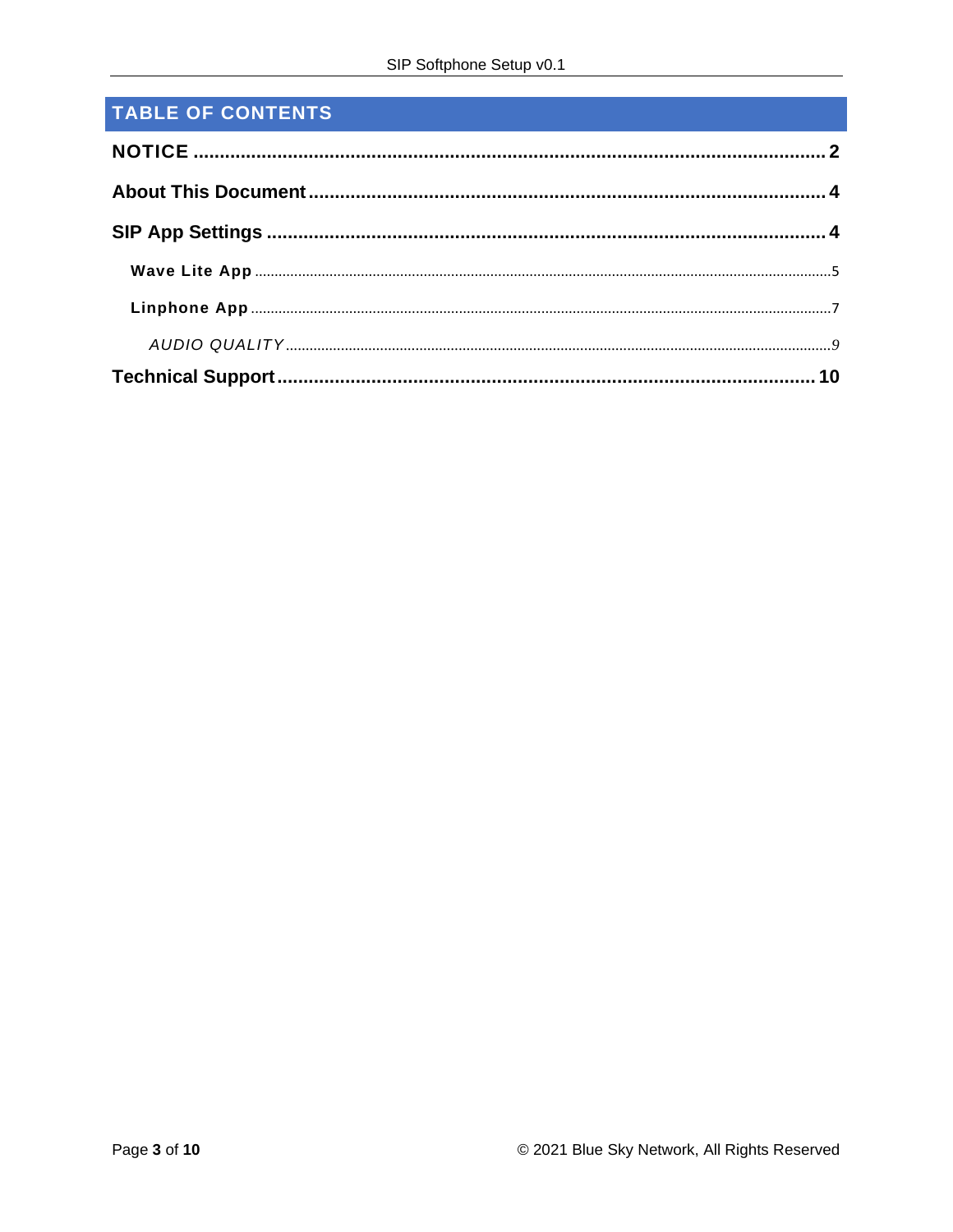# TABLE OF CONTENTS

**NOTICE** ..................................................................................................... **2**

**About This Document** .................................................................................... **4**

**SIP App Settings** ........................................................................................... **4**

- **Wave Lite App** .................................................................................................5
- **Linphone App** ..................................................................................................7
  - *AUDIO QUALITY* ...........................................................................................*9*

**Technical Support** ........................................................................................ **10**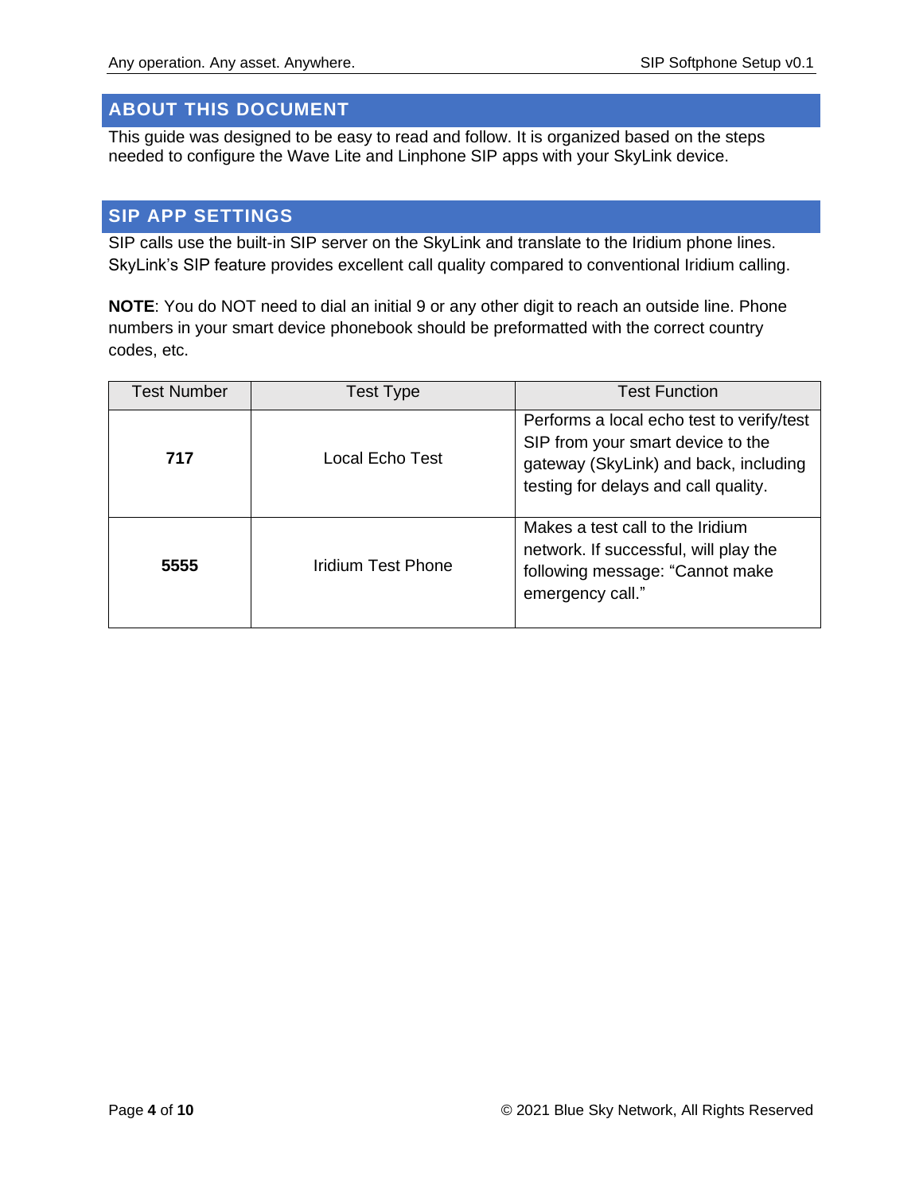## ABOUT THIS DOCUMENT

This guide was designed to be easy to read and follow. It is organized based on the steps needed to configure the Wave Lite and Linphone SIP apps with your SkyLink device.

## SIP APP SETTINGS

SIP calls use the built-in SIP server on the SkyLink and translate to the Iridium phone lines. SkyLink's SIP feature provides excellent call quality compared to conventional Iridium calling.

**NOTE**: You do NOT need to dial an initial 9 or any other digit to reach an outside line. Phone numbers in your smart device phonebook should be preformatted with the correct country codes, etc.

| Test Number | Test Type | Test Function |
| --- | --- | --- |
| **717** | Local Echo Test | Performs a local echo test to verify/test SIP from your smart device to the gateway (SkyLink) and back, including testing for delays and call quality. |
| **5555** | Iridium Test Phone | Makes a test call to the Iridium network. If successful, will play the following message: "Cannot make emergency call." |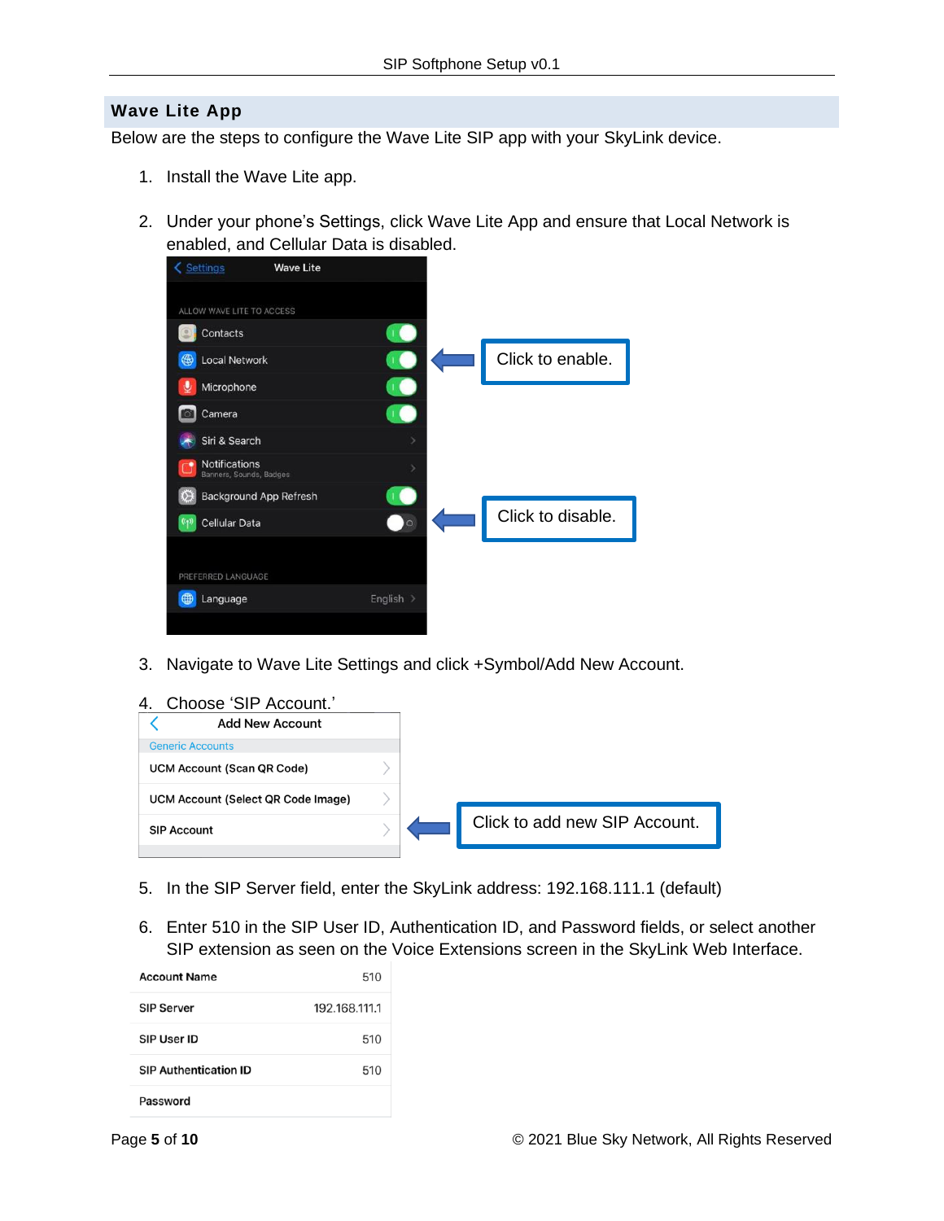## Wave Lite App

Below are the steps to configure the Wave Lite SIP app with your SkyLink device.

1. Install the Wave Lite app.

2. Under your phone's Settings, click Wave Lite App and ensure that Local Network is enabled, and Cellular Data is disabled.

   Click to enable.

   Click to disable.

3. Navigate to Wave Lite Settings and click +Symbol/Add New Account.

4. Choose 'SIP Account.'

   Click to add new SIP Account.

5. In the SIP Server field, enter the SkyLink address: 192.168.111.1 (default)

6. Enter 510 in the SIP User ID, Authentication ID, and Password fields, or select another SIP extension as seen on the Voice Extensions screen in the SkyLink Web Interface.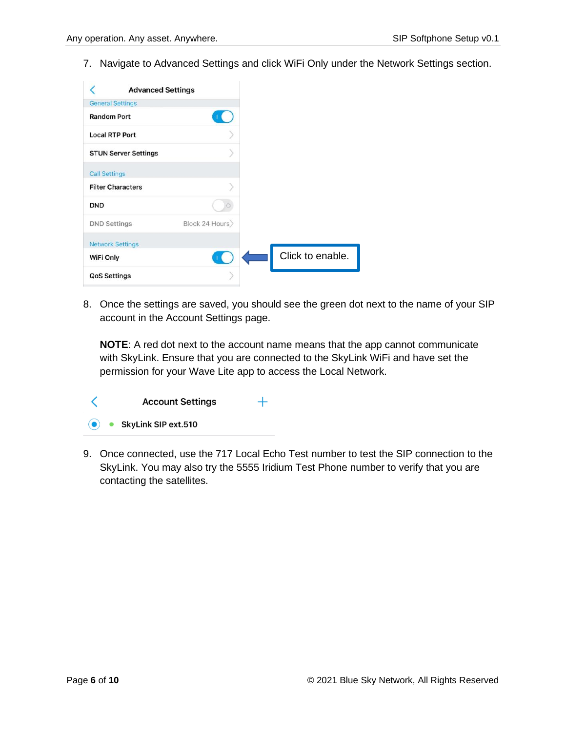7. Navigate to Advanced Settings and click WiFi Only under the Network Settings section.

8. Once the settings are saved, you should see the green dot next to the name of your SIP account in the Account Settings page.

   **NOTE**: A red dot next to the account name means that the app cannot communicate with SkyLink. Ensure that you are connected to the SkyLink WiFi and have set the permission for your Wave Lite app to access the Local Network.

9. Once connected, use the 717 Local Echo Test number to test the SIP connection to the SkyLink. You may also try the 5555 Iridium Test Phone number to verify that you are contacting the satellites.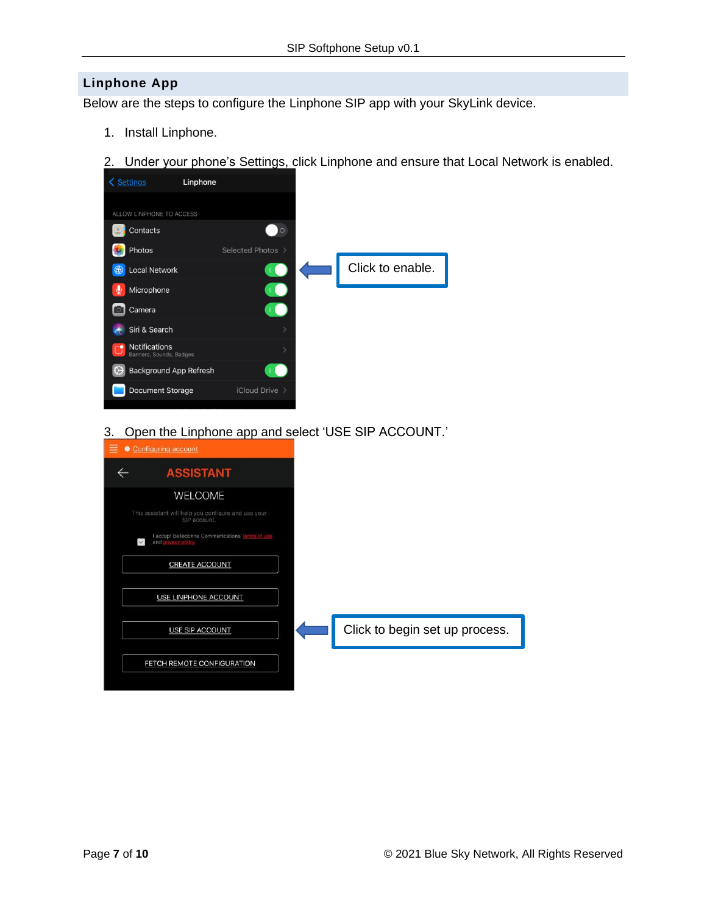## Linphone App

Below are the steps to configure the Linphone SIP app with your SkyLink device.

1. Install Linphone.

2. Under your phone's Settings, click Linphone and ensure that Local Network is enabled.

Click to enable.

3. Open the Linphone app and select 'USE SIP ACCOUNT.'

Click to begin set up process.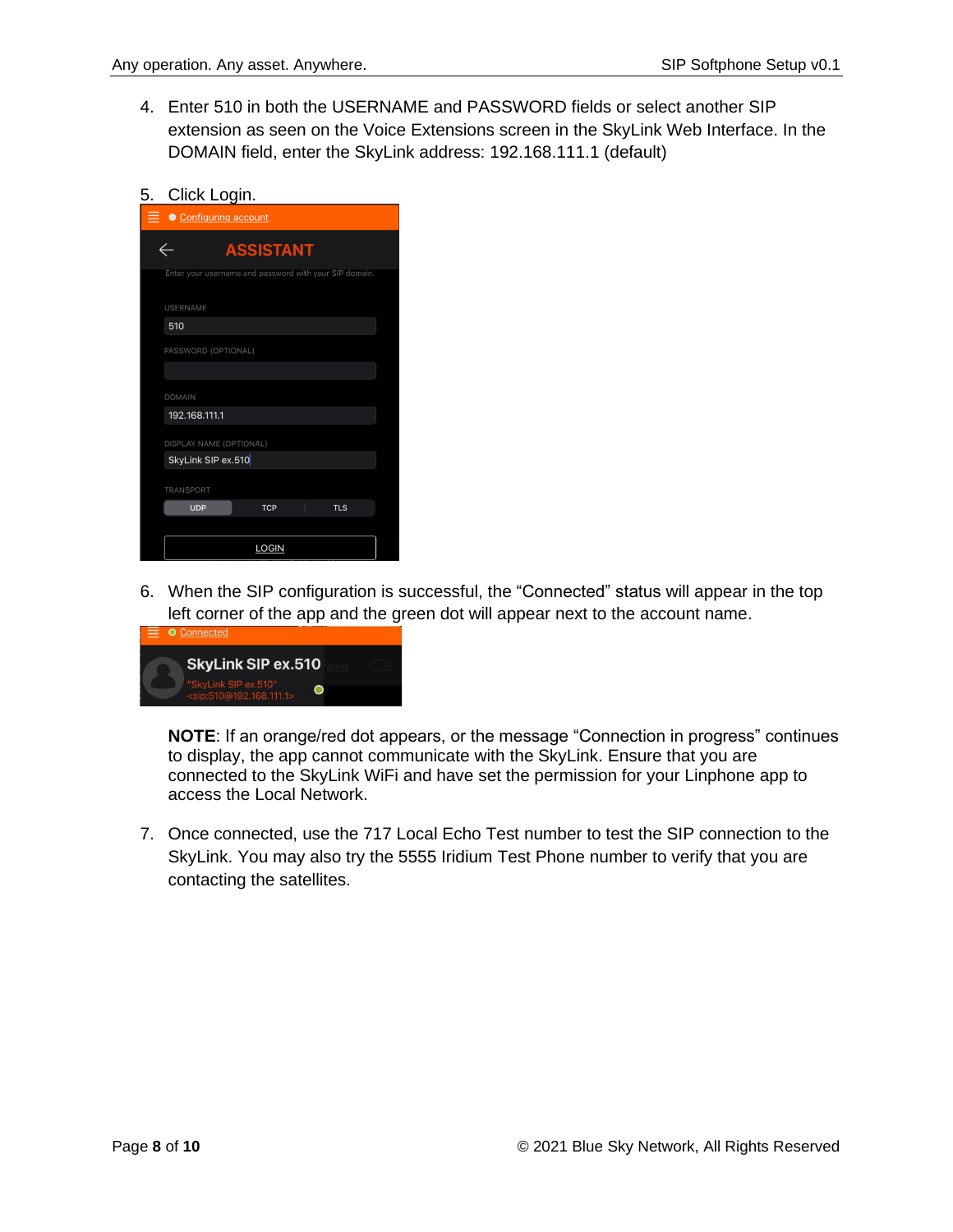4. Enter 510 in both the USERNAME and PASSWORD fields or select another SIP extension as seen on the Voice Extensions screen in the SkyLink Web Interface. In the DOMAIN field, enter the SkyLink address: 192.168.111.1 (default)

5. Click Login.

6. When the SIP configuration is successful, the "Connected" status will appear in the top left corner of the app and the green dot will appear next to the account name.

   **NOTE**: If an orange/red dot appears, or the message "Connection in progress" continues to display, the app cannot communicate with the SkyLink. Ensure that you are connected to the SkyLink WiFi and have set the permission for your Linphone app to access the Local Network.

7. Once connected, use the 717 Local Echo Test number to test the SIP connection to the SkyLink. You may also try the 5555 Iridium Test Phone number to verify that you are contacting the satellites.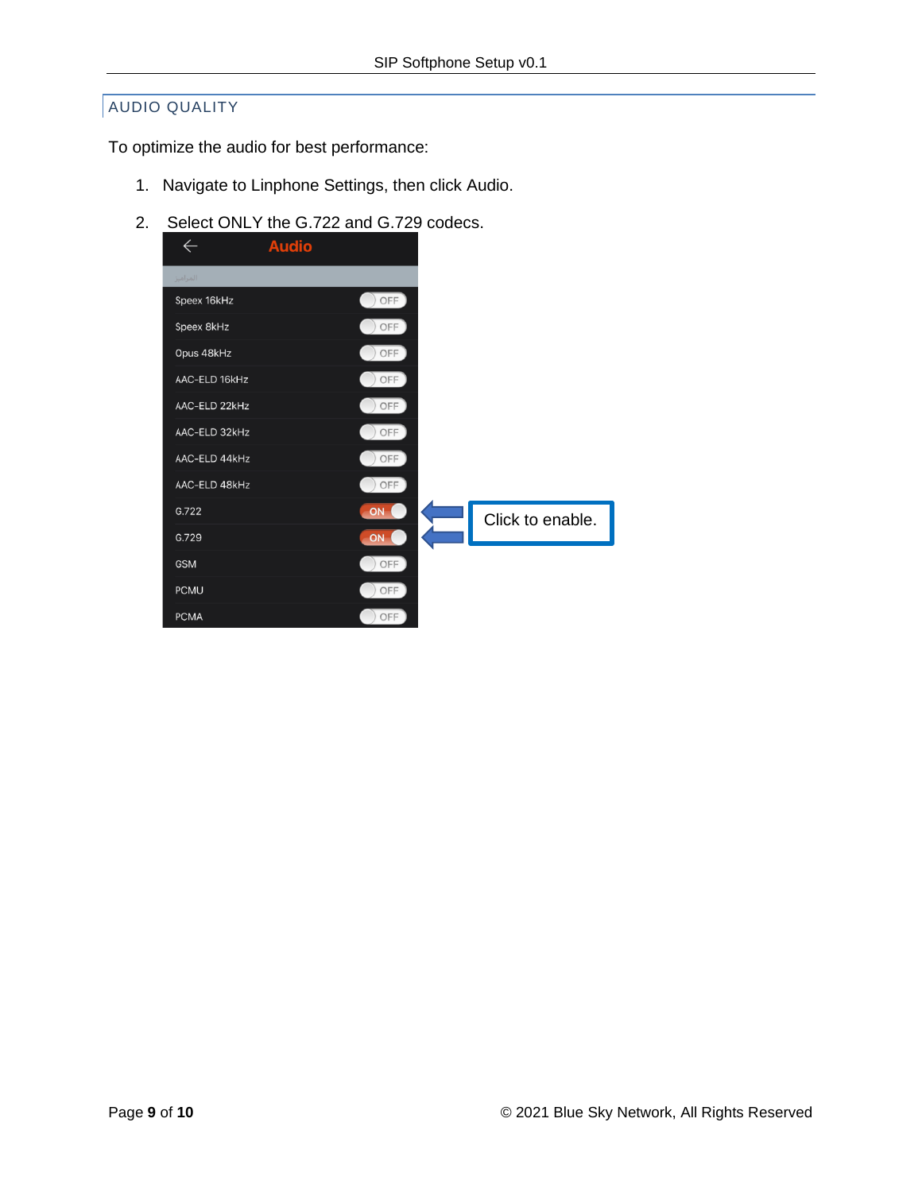## AUDIO QUALITY

To optimize the audio for best performance:

1. Navigate to Linphone Settings, then click Audio.
2. Select ONLY the G.722 and G.729 codecs.

| Audio | |
|---|---|
| Speex 16kHz | OFF |
| Speex 8kHz | OFF |
| Opus 48kHz | OFF |
| AAC-ELD 16kHz | OFF |
| AAC-ELD 22kHz | OFF |
| AAC-ELD 32kHz | OFF |
| AAC-ELD 44kHz | OFF |
| AAC-ELD 48kHz | OFF |
| G.722 | ON |
| G.729 | ON |
| GSM | OFF |
| PCMU | OFF |
| PCMA | OFF |

Click to enable.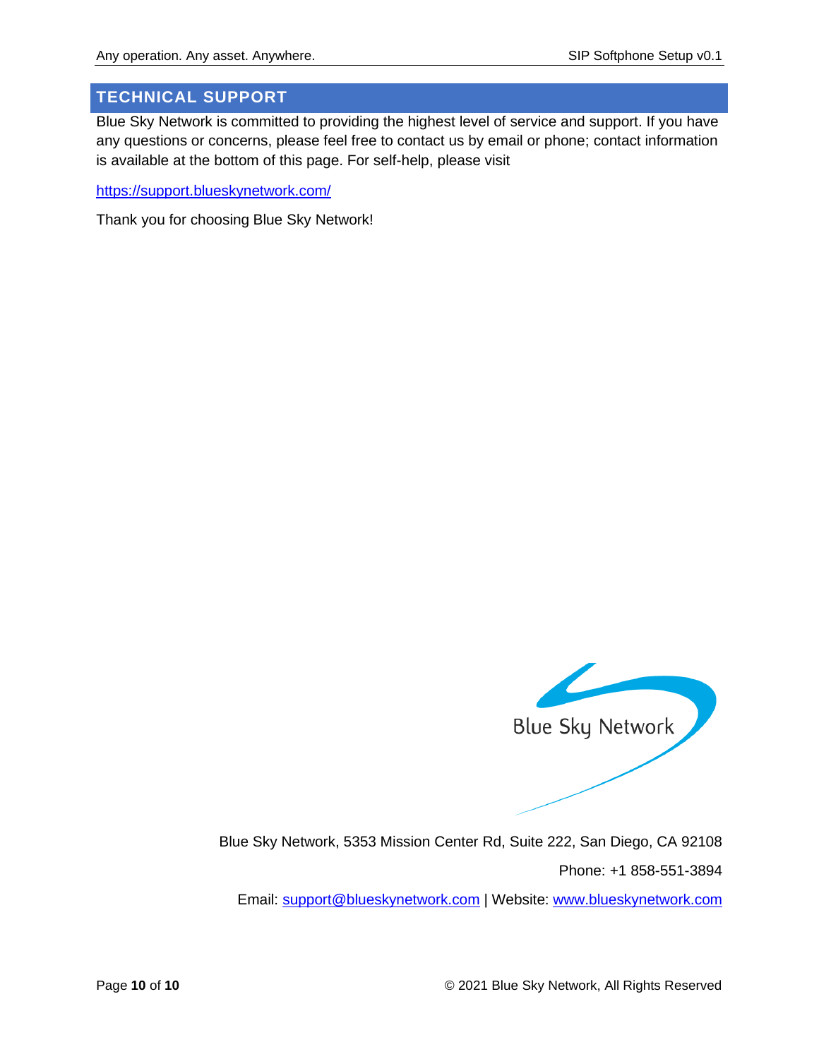## TECHNICAL SUPPORT

Blue Sky Network is committed to providing the highest level of service and support. If you have any questions or concerns, please feel free to contact us by email or phone; contact information is available at the bottom of this page. For self-help, please visit

https://support.blueskynetwork.com/

Thank you for choosing Blue Sky Network!

Blue Sky Network

Blue Sky Network, 5353 Mission Center Rd, Suite 222, San Diego, CA 92108

Phone: +1 858-551-3894

Email: support@blueskynetwork.com | Website: www.blueskynetwork.com